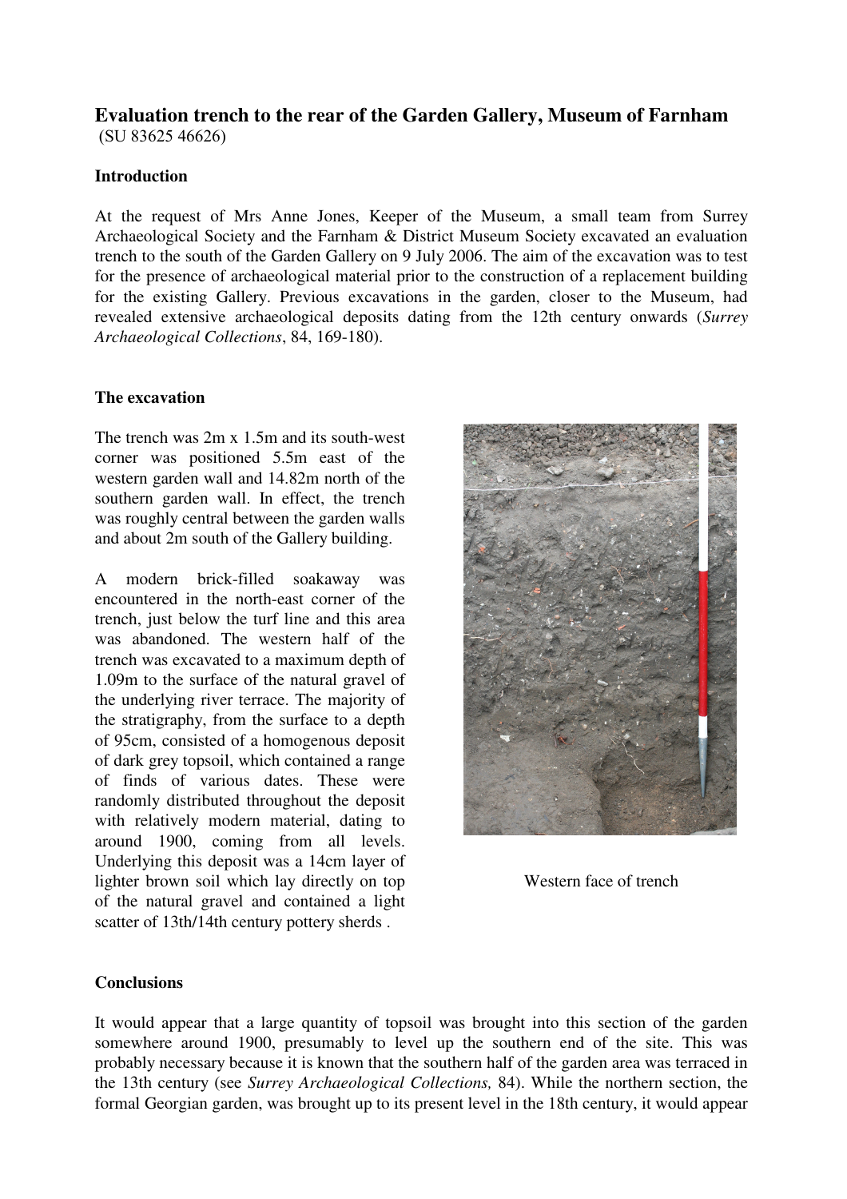## Evaluation trench to the rear of the Garden Gallery, Museum of Farnham

(SU 83625 46626)

### Introduction

At the request of Mrs Anne Jones, Keeper of the Museum, a small team from Surrey Archaeological Society and the Farnham & District Museum Society excavated an evaluation trench to the south of the Garden Gallery on 9 July 2006. The aim of the excavation was to test for the presence of archaeological material prior to the construction of a replacement building for the existing Gallery. Previous excavations in the garden, closer to the Museum, had revealed extensive archaeological deposits dating from the 12th century onwards (*Surrey Archaeological Collections*, 84, 169-180).

### The excavation

The trench was 2m x 1.5m and its south-west corner was positioned 5.5m east of the western garden wall and 14.82m north of the southern garden wall. In effect, the trench was roughly central between the garden walls and about 2m south of the Gallery building.

A modern brick-filled soakaway was encountered in the north-east corner of the trench, just below the turf line and this area was abandoned. The western half of the trench was excavated to a maximum depth of 1.09m to the surface of the natural gravel of the underlying river terrace. The majority of the stratigraphy, from the surface to a depth of 95cm, consisted of a homogenous deposit of dark grey topsoil, which contained a range of finds of various dates. These were randomly distributed throughout the deposit with relatively modern material, dating to around 1900, coming from all levels. Underlying this deposit was a 14cm layer of lighter brown soil which lay directly on top of the natural gravel and contained a light scatter of 13th/14th century pottery sherds .

Western face of trench

### Conclusions

It would appear that a large quantity of topsoil was brought into this section of the garden somewhere around 1900, presumably to level up the southern end of the site. This was probably necessary because it is known that the southern half of the garden area was terraced in the 13th century (see *Surrey Archaeological Collections,* 84). While the northern section, the formal Georgian garden, was brought up to its present level in the 18th century, it would appear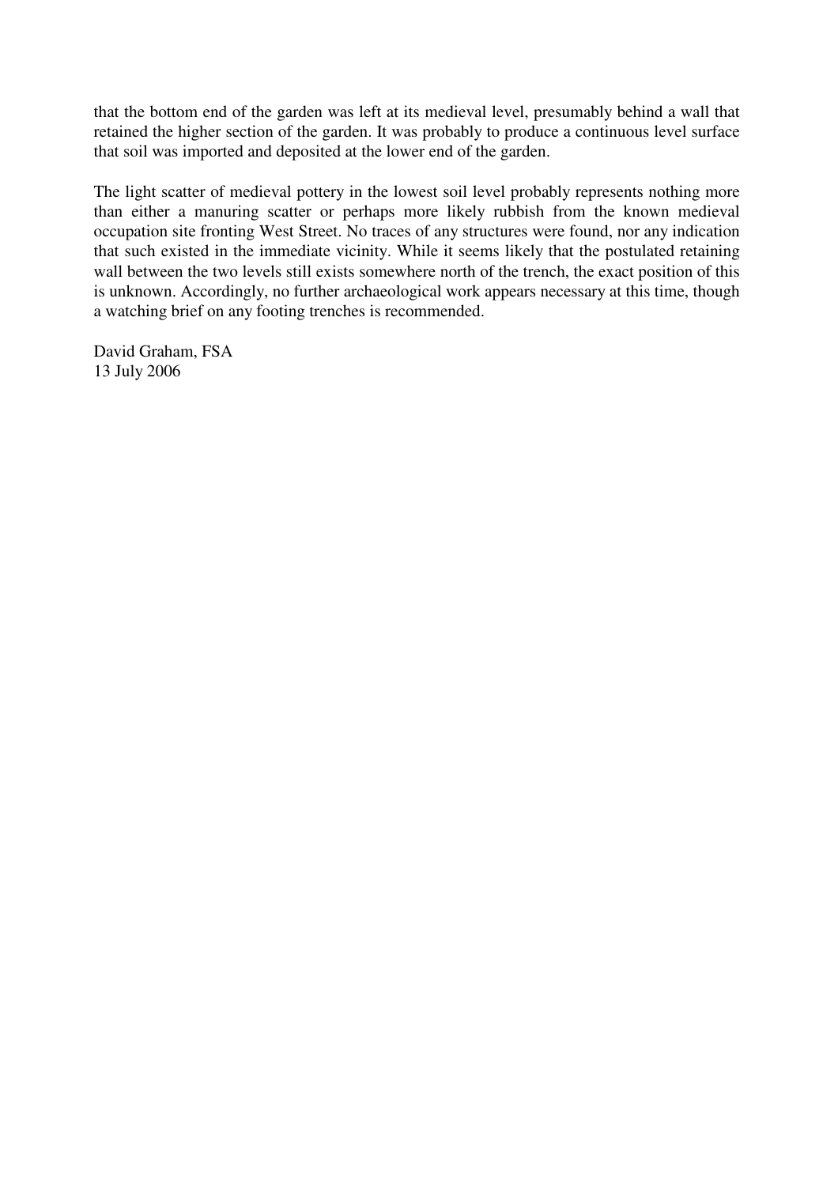that the bottom end of the garden was left at its medieval level, presumably behind a wall that retained the higher section of the garden. It was probably to produce a continuous level surface that soil was imported and deposited at the lower end of the garden.

The light scatter of medieval pottery in the lowest soil level probably represents nothing more than either a manuring scatter or perhaps more likely rubbish from the known medieval occupation site fronting West Street. No traces of any structures were found, nor any indication that such existed in the immediate vicinity. While it seems likely that the postulated retaining wall between the two levels still exists somewhere north of the trench, the exact position of this is unknown. Accordingly, no further archaeological work appears necessary at this time, though a watching brief on any footing trenches is recommended.

David Graham, FSA
13 July 2006